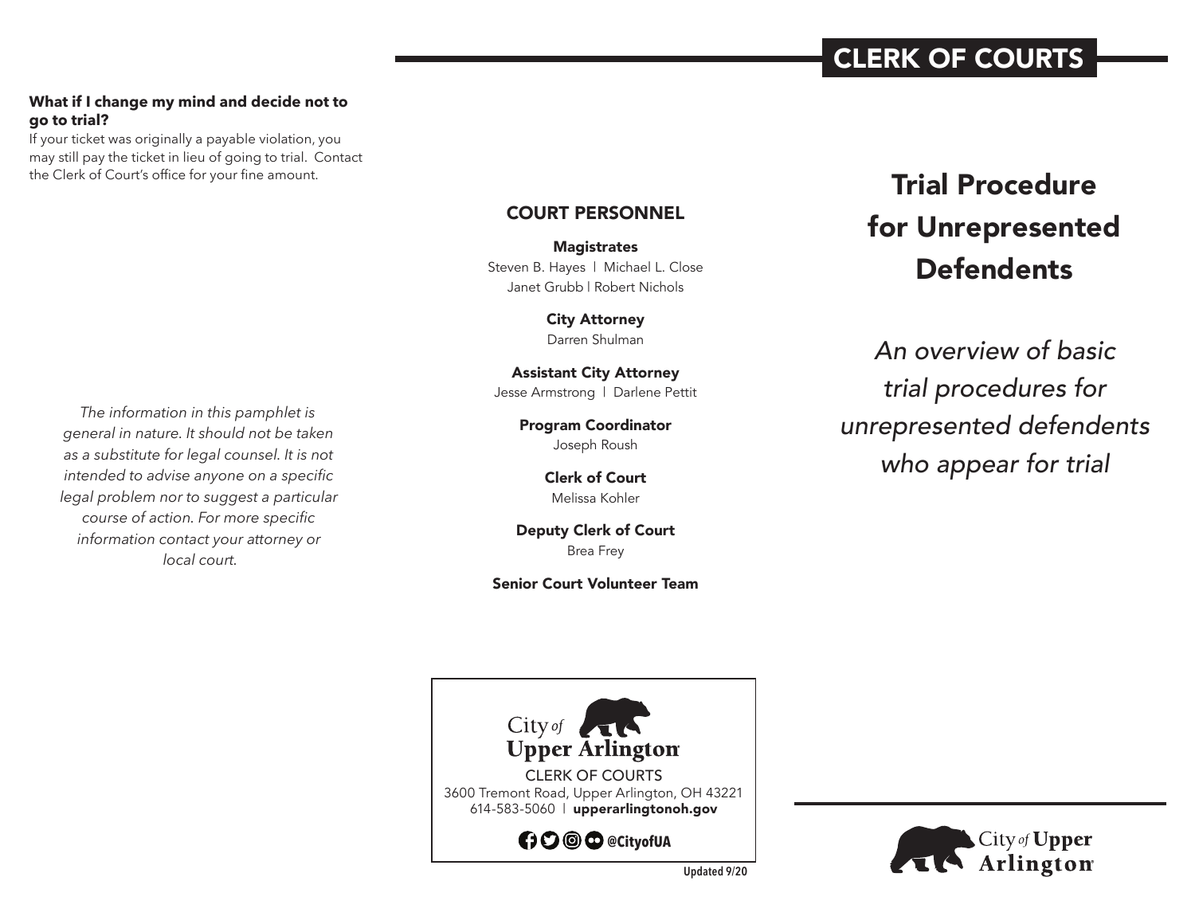**What if I change my mind and decide not to go to trial?**

If your ticket was originally a payable violation, you may still pay the ticket in lieu of going to trial. Contact the Clerk of Court's office for your fine amount.

*The information in this pamphlet is general in nature. It should not be taken as a substitute for legal counsel. It is not intended to advise anyone on a specific legal problem nor to suggest a particular course of action. For more specific information contact your attorney or local court.*

## COURT PERSONNEL

**Magistrates**
Steven B. Hayes | Michael L. Close
Janet Grubb | Robert Nichols

**City Attorney**
Darren Shulman

**Assistant City Attorney**
Jesse Armstrong | Darlene Pettit

**Program Coordinator**
Joseph Roush

**Clerk of Court**
Melissa Kohler

**Deputy Clerk of Court**
Brea Frey

**Senior Court Volunteer Team**

City of **Upper Arlington**
CLERK OF COURTS
3600 Tremont Road, Upper Arlington, OH 43221
614-583-5060 | **upperarlingtonoh.gov**

**@CityofUA**

**Updated 9/20**

# CLERK OF COURTS

# Trial Procedure for Unrepresented Defendents

*An overview of basic trial procedures for unrepresented defendents who appear for trial*

City of **Upper Arlington**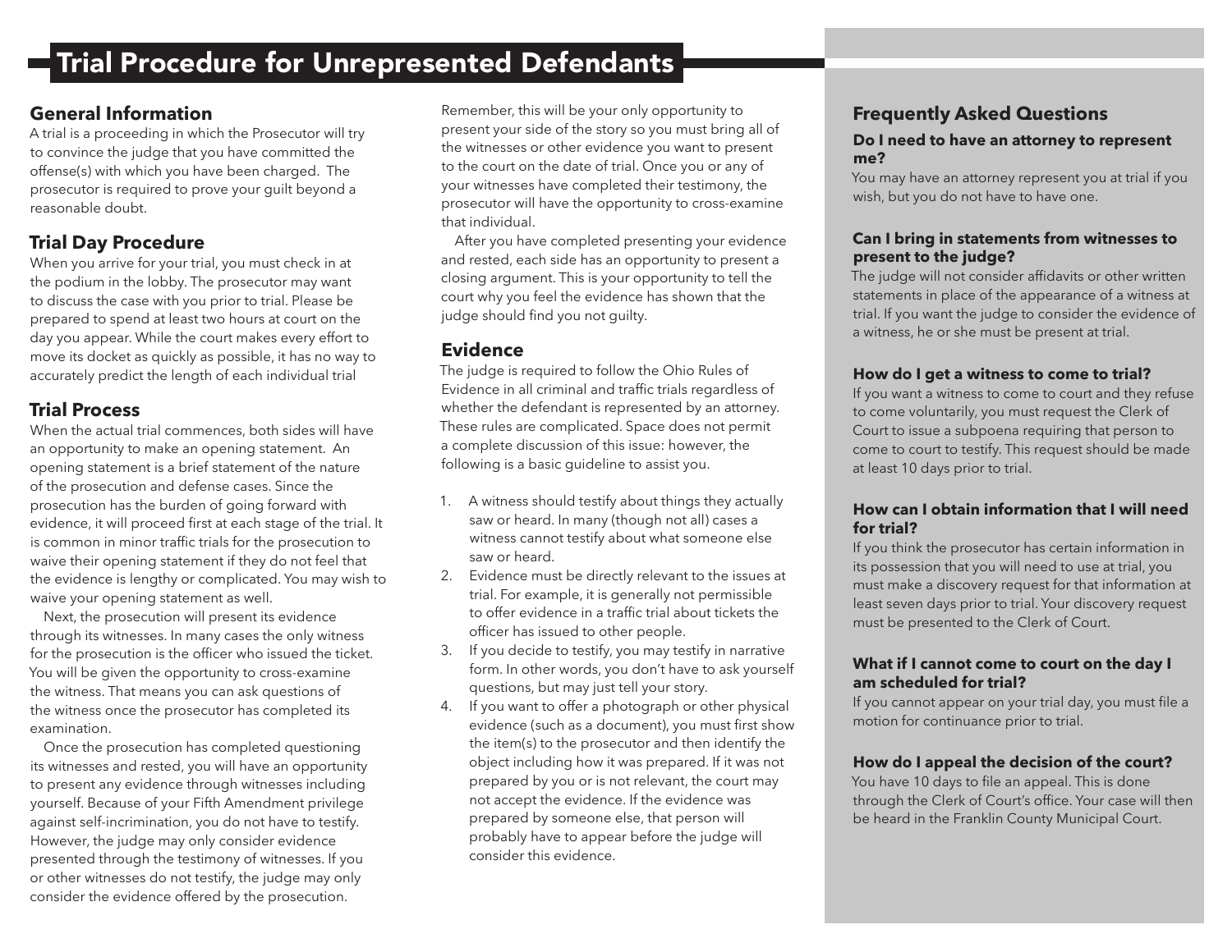# Trial Procedure for Unrepresented Defendants

## General Information

A trial is a proceeding in which the Prosecutor will try to convince the judge that you have committed the offense(s) with which you have been charged. The prosecutor is required to prove your guilt beyond a reasonable doubt.

## Trial Day Procedure

When you arrive for your trial, you must check in at the podium in the lobby. The prosecutor may want to discuss the case with you prior to trial. Please be prepared to spend at least two hours at court on the day you appear. While the court makes every effort to move its docket as quickly as possible, it has no way to accurately predict the length of each individual trial

## Trial Process

When the actual trial commences, both sides will have an opportunity to make an opening statement. An opening statement is a brief statement of the nature of the prosecution and defense cases. Since the prosecution has the burden of going forward with evidence, it will proceed first at each stage of the trial. It is common in minor traffic trials for the prosecution to waive their opening statement if they do not feel that the evidence is lengthy or complicated. You may wish to waive your opening statement as well.

Next, the prosecution will present its evidence through its witnesses. In many cases the only witness for the prosecution is the officer who issued the ticket. You will be given the opportunity to cross-examine the witness. That means you can ask questions of the witness once the prosecutor has completed its examination.

Once the prosecution has completed questioning its witnesses and rested, you will have an opportunity to present any evidence through witnesses including yourself. Because of your Fifth Amendment privilege against self-incrimination, you do not have to testify. However, the judge may only consider evidence presented through the testimony of witnesses. If you or other witnesses do not testify, the judge may only consider the evidence offered by the prosecution.

Remember, this will be your only opportunity to present your side of the story so you must bring all of the witnesses or other evidence you want to present to the court on the date of trial. Once you or any of your witnesses have completed their testimony, the prosecutor will have the opportunity to cross-examine that individual.

After you have completed presenting your evidence and rested, each side has an opportunity to present a closing argument. This is your opportunity to tell the court why you feel the evidence has shown that the judge should find you not guilty.

## Evidence

The judge is required to follow the Ohio Rules of Evidence in all criminal and traffic trials regardless of whether the defendant is represented by an attorney. These rules are complicated. Space does not permit a complete discussion of this issue: however, the following is a basic guideline to assist you.

1. A witness should testify about things they actually saw or heard. In many (though not all) cases a witness cannot testify about what someone else saw or heard.
2. Evidence must be directly relevant to the issues at trial. For example, it is generally not permissible to offer evidence in a traffic trial about tickets the officer has issued to other people.
3. If you decide to testify, you may testify in narrative form. In other words, you don't have to ask yourself questions, but may just tell your story.
4. If you want to offer a photograph or other physical evidence (such as a document), you must first show the item(s) to the prosecutor and then identify the object including how it was prepared. If it was not prepared by you or is not relevant, the court may not accept the evidence. If the evidence was prepared by someone else, that person will probably have to appear before the judge will consider this evidence.

## Frequently Asked Questions

### Do I need to have an attorney to represent me?

You may have an attorney represent you at trial if you wish, but you do not have to have one.

### Can I bring in statements from witnesses to present to the judge?

The judge will not consider affidavits or other written statements in place of the appearance of a witness at trial. If you want the judge to consider the evidence of a witness, he or she must be present at trial.

### How do I get a witness to come to trial?

If you want a witness to come to court and they refuse to come voluntarily, you must request the Clerk of Court to issue a subpoena requiring that person to come to court to testify. This request should be made at least 10 days prior to trial.

### How can I obtain information that I will need for trial?

If you think the prosecutor has certain information in its possession that you will need to use at trial, you must make a discovery request for that information at least seven days prior to trial. Your discovery request must be presented to the Clerk of Court.

### What if I cannot come to court on the day I am scheduled for trial?

If you cannot appear on your trial day, you must file a motion for continuance prior to trial.

### How do I appeal the decision of the court?

You have 10 days to file an appeal. This is done through the Clerk of Court's office. Your case will then be heard in the Franklin County Municipal Court.